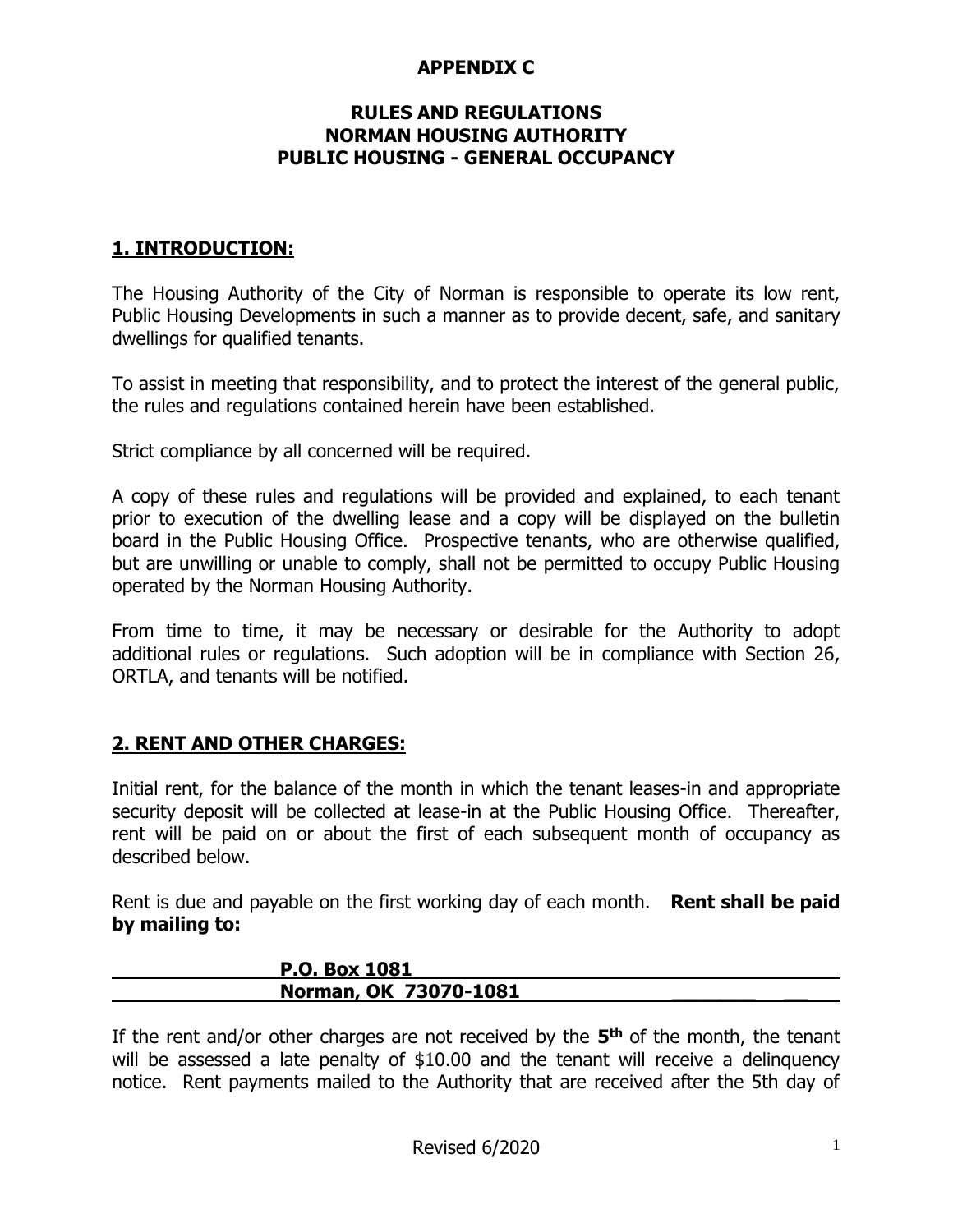**APPENDIX C**

# RULES AND REGULATIONS
# NORMAN HOUSING AUTHORITY
# PUBLIC HOUSING - GENERAL OCCUPANCY

## 1. INTRODUCTION:

The Housing Authority of the City of Norman is responsible to operate its low rent, Public Housing Developments in such a manner as to provide decent, safe, and sanitary dwellings for qualified tenants.

To assist in meeting that responsibility, and to protect the interest of the general public, the rules and regulations contained herein have been established.

Strict compliance by all concerned will be required.

A copy of these rules and regulations will be provided and explained, to each tenant prior to execution of the dwelling lease and a copy will be displayed on the bulletin board in the Public Housing Office. Prospective tenants, who are otherwise qualified, but are unwilling or unable to comply, shall not be permitted to occupy Public Housing operated by the Norman Housing Authority.

From time to time, it may be necessary or desirable for the Authority to adopt additional rules or regulations. Such adoption will be in compliance with Section 26, ORTLA, and tenants will be notified.

## 2. RENT AND OTHER CHARGES:

Initial rent, for the balance of the month in which the tenant leases-in and appropriate security deposit will be collected at lease-in at the Public Housing Office. Thereafter, rent will be paid on or about the first of each subsequent month of occupancy as described below.

Rent is due and payable on the first working day of each month. **Rent shall be paid by mailing to:**

**P.O. Box 1081**
**Norman, OK 73070-1081**

If the rent and/or other charges are not received by the **5th** of the month, the tenant will be assessed a late penalty of $10.00 and the tenant will receive a delinquency notice. Rent payments mailed to the Authority that are received after the 5th day of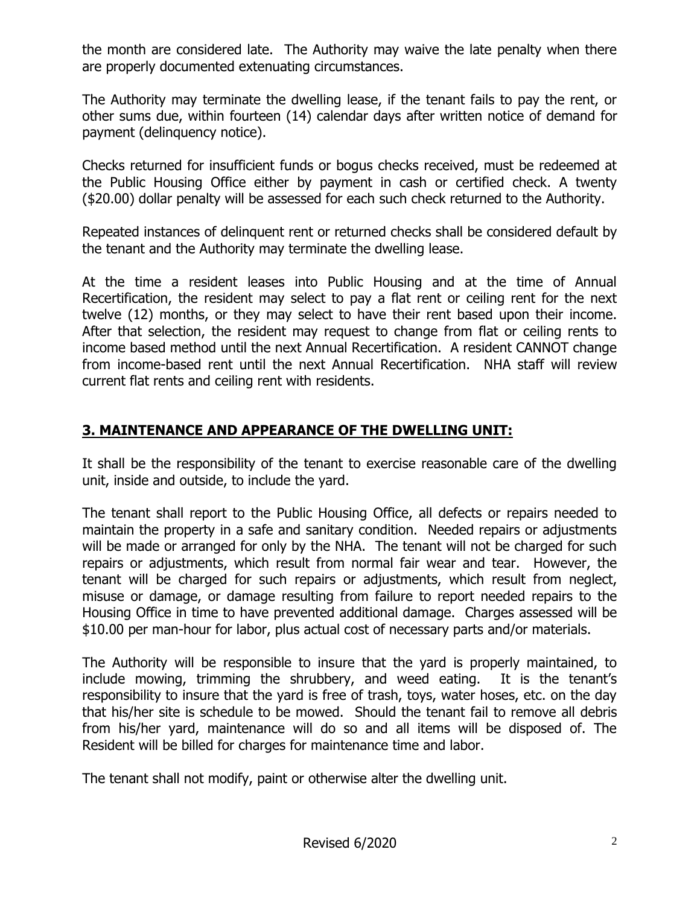the month are considered late. The Authority may waive the late penalty when there are properly documented extenuating circumstances.

The Authority may terminate the dwelling lease, if the tenant fails to pay the rent, or other sums due, within fourteen (14) calendar days after written notice of demand for payment (delinquency notice).

Checks returned for insufficient funds or bogus checks received, must be redeemed at the Public Housing Office either by payment in cash or certified check. A twenty ($20.00) dollar penalty will be assessed for each such check returned to the Authority.

Repeated instances of delinquent rent or returned checks shall be considered default by the tenant and the Authority may terminate the dwelling lease.

At the time a resident leases into Public Housing and at the time of Annual Recertification, the resident may select to pay a flat rent or ceiling rent for the next twelve (12) months, or they may select to have their rent based upon their income. After that selection, the resident may request to change from flat or ceiling rents to income based method until the next Annual Recertification. A resident CANNOT change from income-based rent until the next Annual Recertification. NHA staff will review current flat rents and ceiling rent with residents.

## 3. MAINTENANCE AND APPEARANCE OF THE DWELLING UNIT:

It shall be the responsibility of the tenant to exercise reasonable care of the dwelling unit, inside and outside, to include the yard.

The tenant shall report to the Public Housing Office, all defects or repairs needed to maintain the property in a safe and sanitary condition. Needed repairs or adjustments will be made or arranged for only by the NHA. The tenant will not be charged for such repairs or adjustments, which result from normal fair wear and tear. However, the tenant will be charged for such repairs or adjustments, which result from neglect, misuse or damage, or damage resulting from failure to report needed repairs to the Housing Office in time to have prevented additional damage. Charges assessed will be $10.00 per man-hour for labor, plus actual cost of necessary parts and/or materials.

The Authority will be responsible to insure that the yard is properly maintained, to include mowing, trimming the shrubbery, and weed eating. It is the tenant's responsibility to insure that the yard is free of trash, toys, water hoses, etc. on the day that his/her site is schedule to be mowed. Should the tenant fail to remove all debris from his/her yard, maintenance will do so and all items will be disposed of. The Resident will be billed for charges for maintenance time and labor.

The tenant shall not modify, paint or otherwise alter the dwelling unit.

Revised 6/2020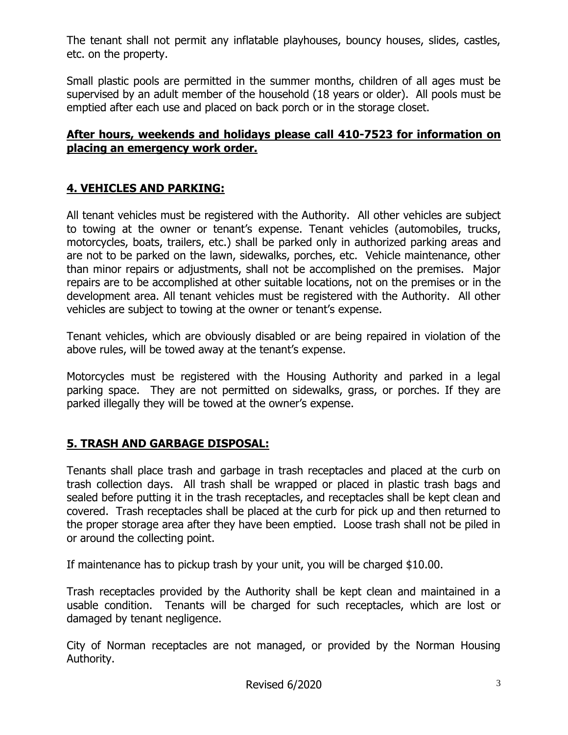The tenant shall not permit any inflatable playhouses, bouncy houses, slides, castles, etc. on the property.

Small plastic pools are permitted in the summer months, children of all ages must be supervised by an adult member of the household (18 years or older). All pools must be emptied after each use and placed on back porch or in the storage closet.

**After hours, weekends and holidays please call 410-7523 for information on placing an emergency work order.**

## 4. VEHICLES AND PARKING:

All tenant vehicles must be registered with the Authority. All other vehicles are subject to towing at the owner or tenant's expense. Tenant vehicles (automobiles, trucks, motorcycles, boats, trailers, etc.) shall be parked only in authorized parking areas and are not to be parked on the lawn, sidewalks, porches, etc. Vehicle maintenance, other than minor repairs or adjustments, shall not be accomplished on the premises. Major repairs are to be accomplished at other suitable locations, not on the premises or in the development area. All tenant vehicles must be registered with the Authority. All other vehicles are subject to towing at the owner or tenant's expense.

Tenant vehicles, which are obviously disabled or are being repaired in violation of the above rules, will be towed away at the tenant's expense.

Motorcycles must be registered with the Housing Authority and parked in a legal parking space. They are not permitted on sidewalks, grass, or porches. If they are parked illegally they will be towed at the owner's expense.

## 5. TRASH AND GARBAGE DISPOSAL:

Tenants shall place trash and garbage in trash receptacles and placed at the curb on trash collection days. All trash shall be wrapped or placed in plastic trash bags and sealed before putting it in the trash receptacles, and receptacles shall be kept clean and covered. Trash receptacles shall be placed at the curb for pick up and then returned to the proper storage area after they have been emptied. Loose trash shall not be piled in or around the collecting point.

If maintenance has to pickup trash by your unit, you will be charged $10.00.

Trash receptacles provided by the Authority shall be kept clean and maintained in a usable condition. Tenants will be charged for such receptacles, which are lost or damaged by tenant negligence.

City of Norman receptacles are not managed, or provided by the Norman Housing Authority.

Revised 6/2020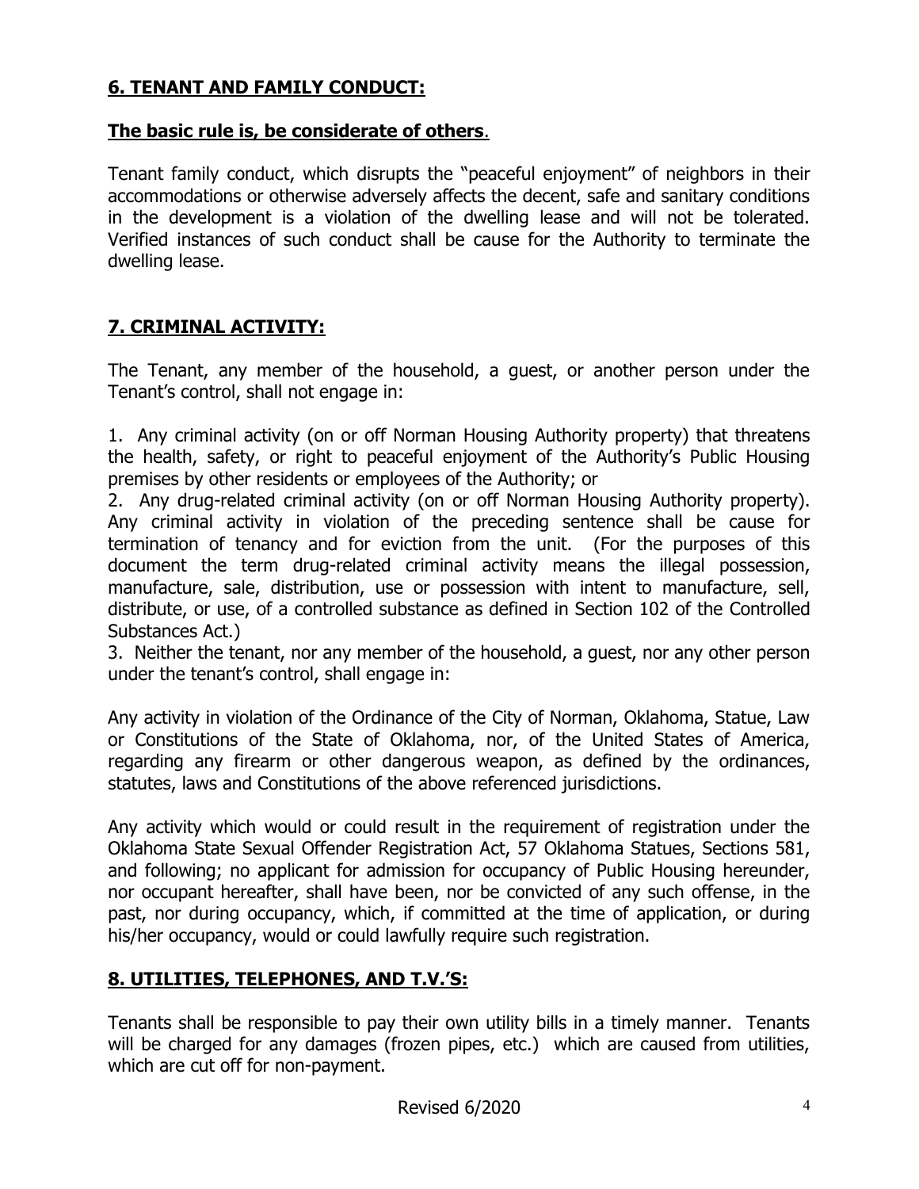## **6. TENANT AND FAMILY CONDUCT:**

**The basic rule is, be considerate of others**.

Tenant family conduct, which disrupts the "peaceful enjoyment" of neighbors in their accommodations or otherwise adversely affects the decent, safe and sanitary conditions in the development is a violation of the dwelling lease and will not be tolerated. Verified instances of such conduct shall be cause for the Authority to terminate the dwelling lease.

## **7. CRIMINAL ACTIVITY:**

The Tenant, any member of the household, a guest, or another person under the Tenant's control, shall not engage in:

1. Any criminal activity (on or off Norman Housing Authority property) that threatens the health, safety, or right to peaceful enjoyment of the Authority's Public Housing premises by other residents or employees of the Authority; or
2. Any drug-related criminal activity (on or off Norman Housing Authority property). Any criminal activity in violation of the preceding sentence shall be cause for termination of tenancy and for eviction from the unit. (For the purposes of this document the term drug-related criminal activity means the illegal possession, manufacture, sale, distribution, use or possession with intent to manufacture, sell, distribute, or use, of a controlled substance as defined in Section 102 of the Controlled Substances Act.)
3. Neither the tenant, nor any member of the household, a guest, nor any other person under the tenant's control, shall engage in:

Any activity in violation of the Ordinance of the City of Norman, Oklahoma, Statue, Law or Constitutions of the State of Oklahoma, nor, of the United States of America, regarding any firearm or other dangerous weapon, as defined by the ordinances, statutes, laws and Constitutions of the above referenced jurisdictions.

Any activity which would or could result in the requirement of registration under the Oklahoma State Sexual Offender Registration Act, 57 Oklahoma Statues, Sections 581, and following; no applicant for admission for occupancy of Public Housing hereunder, nor occupant hereafter, shall have been, nor be convicted of any such offense, in the past, nor during occupancy, which, if committed at the time of application, or during his/her occupancy, would or could lawfully require such registration.

## **8. UTILITIES, TELEPHONES, AND T.V.'S:**

Tenants shall be responsible to pay their own utility bills in a timely manner. Tenants will be charged for any damages (frozen pipes, etc.) which are caused from utilities, which are cut off for non-payment.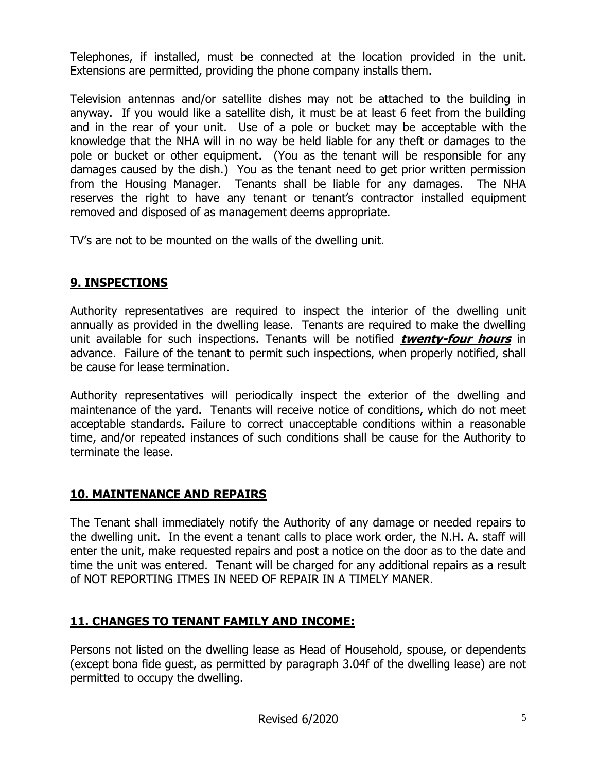Telephones, if installed, must be connected at the location provided in the unit. Extensions are permitted, providing the phone company installs them.

Television antennas and/or satellite dishes may not be attached to the building in anyway. If you would like a satellite dish, it must be at least 6 feet from the building and in the rear of your unit. Use of a pole or bucket may be acceptable with the knowledge that the NHA will in no way be held liable for any theft or damages to the pole or bucket or other equipment. (You as the tenant will be responsible for any damages caused by the dish.) You as the tenant need to get prior written permission from the Housing Manager. Tenants shall be liable for any damages. The NHA reserves the right to have any tenant or tenant's contractor installed equipment removed and disposed of as management deems appropriate.

TV's are not to be mounted on the walls of the dwelling unit.

## 9. INSPECTIONS

Authority representatives are required to inspect the interior of the dwelling unit annually as provided in the dwelling lease. Tenants are required to make the dwelling unit available for such inspections. Tenants will be notified ***twenty-four hours*** in advance. Failure of the tenant to permit such inspections, when properly notified, shall be cause for lease termination.

Authority representatives will periodically inspect the exterior of the dwelling and maintenance of the yard. Tenants will receive notice of conditions, which do not meet acceptable standards. Failure to correct unacceptable conditions within a reasonable time, and/or repeated instances of such conditions shall be cause for the Authority to terminate the lease.

## 10. MAINTENANCE AND REPAIRS

The Tenant shall immediately notify the Authority of any damage or needed repairs to the dwelling unit. In the event a tenant calls to place work order, the N.H. A. staff will enter the unit, make requested repairs and post a notice on the door as to the date and time the unit was entered. Tenant will be charged for any additional repairs as a result of NOT REPORTING ITMES IN NEED OF REPAIR IN A TIMELY MANER.

## 11. CHANGES TO TENANT FAMILY AND INCOME:

Persons not listed on the dwelling lease as Head of Household, spouse, or dependents (except bona fide guest, as permitted by paragraph 3.04f of the dwelling lease) are not permitted to occupy the dwelling.

Revised 6/2020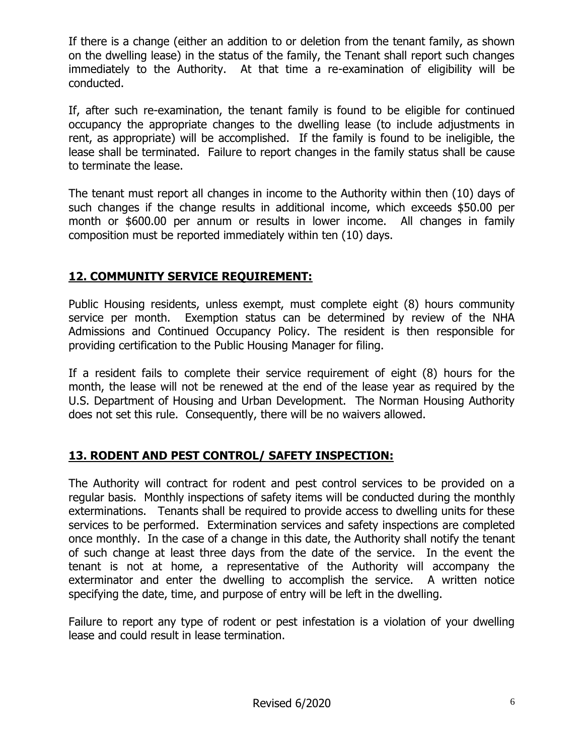If there is a change (either an addition to or deletion from the tenant family, as shown on the dwelling lease) in the status of the family, the Tenant shall report such changes immediately to the Authority. At that time a re-examination of eligibility will be conducted.

If, after such re-examination, the tenant family is found to be eligible for continued occupancy the appropriate changes to the dwelling lease (to include adjustments in rent, as appropriate) will be accomplished. If the family is found to be ineligible, the lease shall be terminated. Failure to report changes in the family status shall be cause to terminate the lease.

The tenant must report all changes in income to the Authority within then (10) days of such changes if the change results in additional income, which exceeds $50.00 per month or $600.00 per annum or results in lower income. All changes in family composition must be reported immediately within ten (10) days.

## 12. COMMUNITY SERVICE REQUIREMENT:

Public Housing residents, unless exempt, must complete eight (8) hours community service per month. Exemption status can be determined by review of the NHA Admissions and Continued Occupancy Policy. The resident is then responsible for providing certification to the Public Housing Manager for filing.

If a resident fails to complete their service requirement of eight (8) hours for the month, the lease will not be renewed at the end of the lease year as required by the U.S. Department of Housing and Urban Development. The Norman Housing Authority does not set this rule. Consequently, there will be no waivers allowed.

## 13. RODENT AND PEST CONTROL/ SAFETY INSPECTION:

The Authority will contract for rodent and pest control services to be provided on a regular basis. Monthly inspections of safety items will be conducted during the monthly exterminations. Tenants shall be required to provide access to dwelling units for these services to be performed. Extermination services and safety inspections are completed once monthly. In the case of a change in this date, the Authority shall notify the tenant of such change at least three days from the date of the service. In the event the tenant is not at home, a representative of the Authority will accompany the exterminator and enter the dwelling to accomplish the service. A written notice specifying the date, time, and purpose of entry will be left in the dwelling.

Failure to report any type of rodent or pest infestation is a violation of your dwelling lease and could result in lease termination.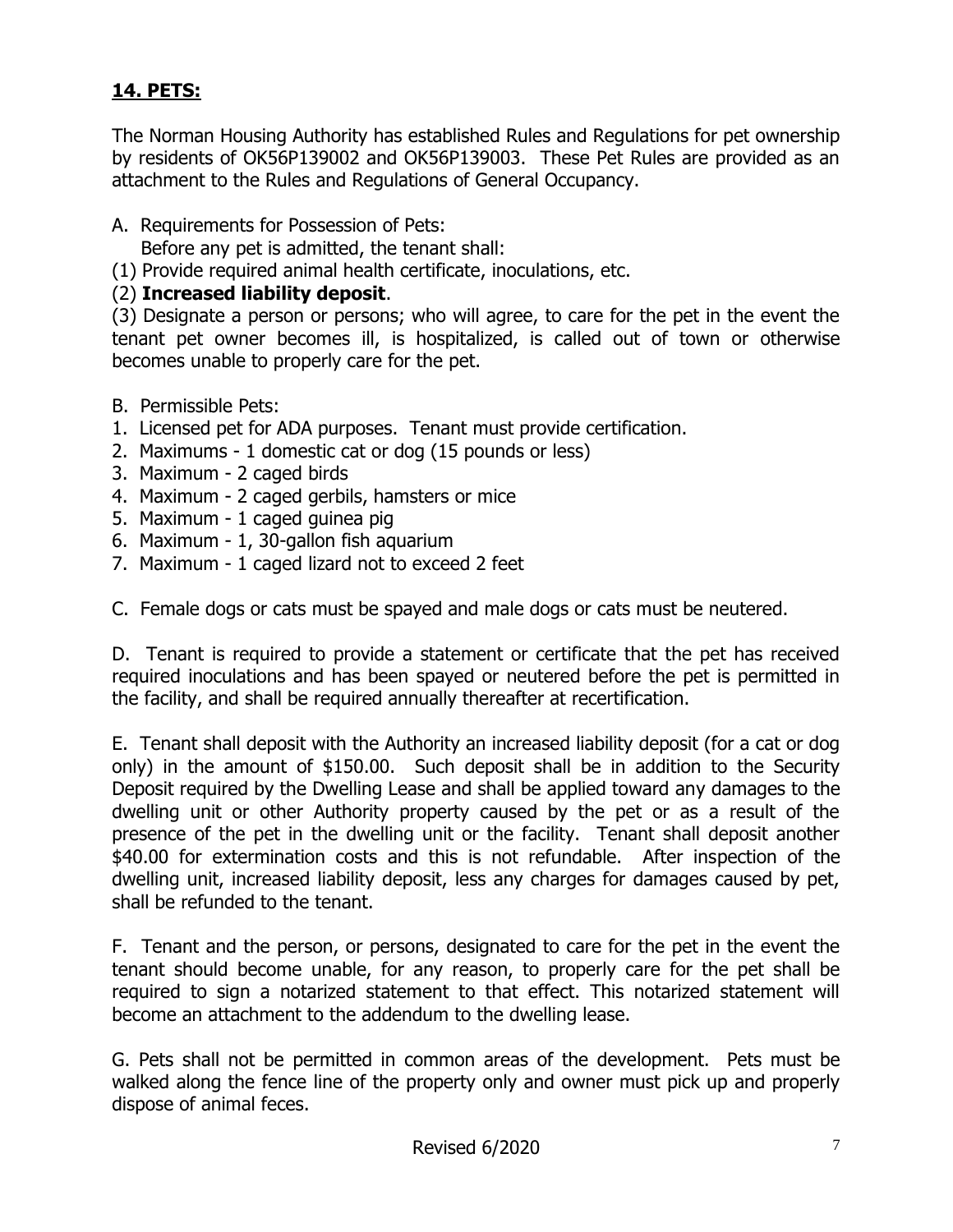## **14. PETS:**

The Norman Housing Authority has established Rules and Regulations for pet ownership by residents of OK56P139002 and OK56P139003. These Pet Rules are provided as an attachment to the Rules and Regulations of General Occupancy.

A. Requirements for Possession of Pets:
   Before any pet is admitted, the tenant shall:
(1) Provide required animal health certificate, inoculations, etc.
(2) **Increased liability deposit**.
(3) Designate a person or persons; who will agree, to care for the pet in the event the tenant pet owner becomes ill, is hospitalized, is called out of town or otherwise becomes unable to properly care for the pet.

B. Permissible Pets:
1. Licensed pet for ADA purposes. Tenant must provide certification.
2. Maximums - 1 domestic cat or dog (15 pounds or less)
3. Maximum - 2 caged birds
4. Maximum - 2 caged gerbils, hamsters or mice
5. Maximum - 1 caged guinea pig
6. Maximum - 1, 30-gallon fish aquarium
7. Maximum - 1 caged lizard not to exceed 2 feet

C. Female dogs or cats must be spayed and male dogs or cats must be neutered.

D. Tenant is required to provide a statement or certificate that the pet has received required inoculations and has been spayed or neutered before the pet is permitted in the facility, and shall be required annually thereafter at recertification.

E. Tenant shall deposit with the Authority an increased liability deposit (for a cat or dog only) in the amount of $150.00. Such deposit shall be in addition to the Security Deposit required by the Dwelling Lease and shall be applied toward any damages to the dwelling unit or other Authority property caused by the pet or as a result of the presence of the pet in the dwelling unit or the facility. Tenant shall deposit another $40.00 for extermination costs and this is not refundable. After inspection of the dwelling unit, increased liability deposit, less any charges for damages caused by pet, shall be refunded to the tenant.

F. Tenant and the person, or persons, designated to care for the pet in the event the tenant should become unable, for any reason, to properly care for the pet shall be required to sign a notarized statement to that effect. This notarized statement will become an attachment to the addendum to the dwelling lease.

G. Pets shall not be permitted in common areas of the development. Pets must be walked along the fence line of the property only and owner must pick up and properly dispose of animal feces.

Revised 6/2020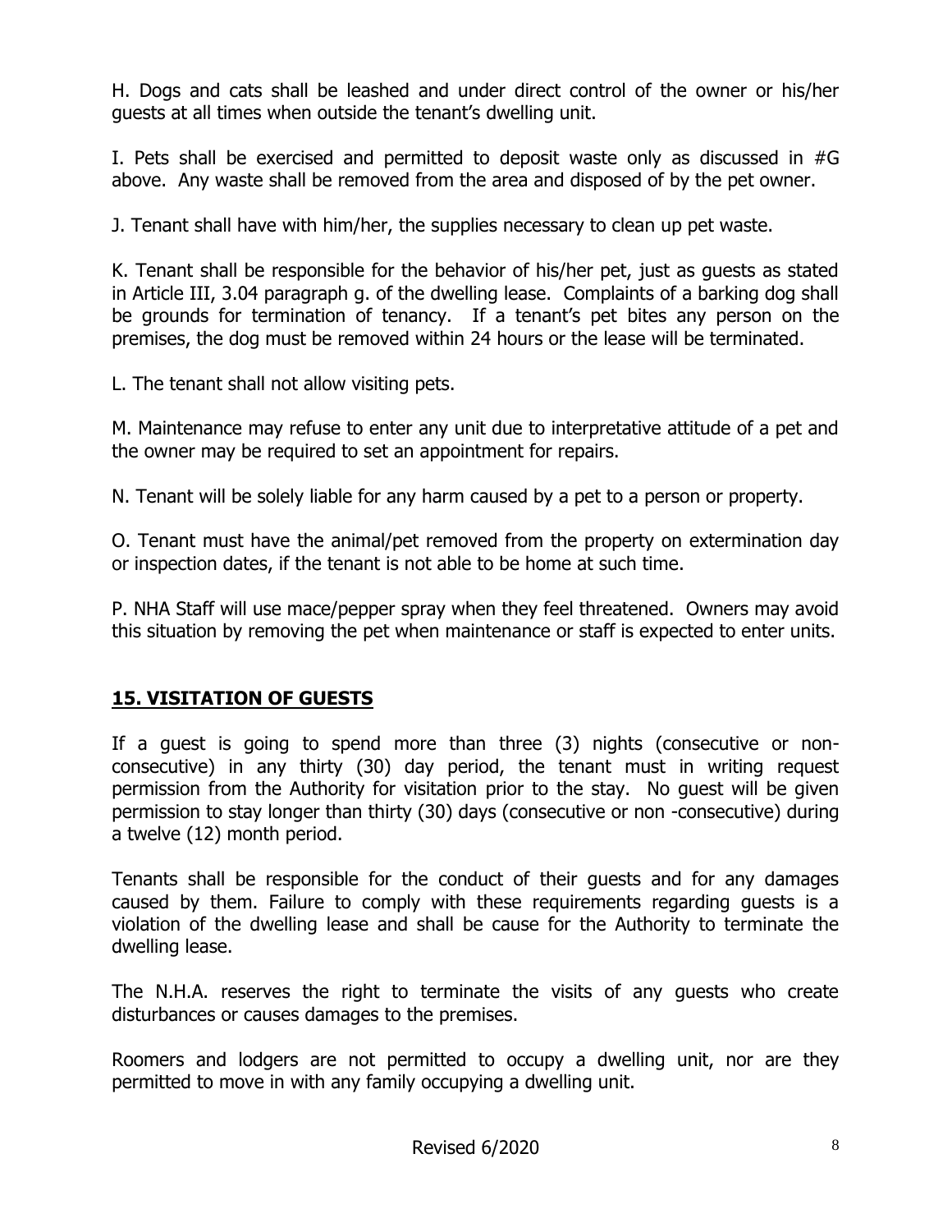H. Dogs and cats shall be leashed and under direct control of the owner or his/her guests at all times when outside the tenant's dwelling unit.

I. Pets shall be exercised and permitted to deposit waste only as discussed in #G above. Any waste shall be removed from the area and disposed of by the pet owner.

J. Tenant shall have with him/her, the supplies necessary to clean up pet waste.

K. Tenant shall be responsible for the behavior of his/her pet, just as guests as stated in Article III, 3.04 paragraph g. of the dwelling lease. Complaints of a barking dog shall be grounds for termination of tenancy. If a tenant's pet bites any person on the premises, the dog must be removed within 24 hours or the lease will be terminated.

L. The tenant shall not allow visiting pets.

M. Maintenance may refuse to enter any unit due to interpretative attitude of a pet and the owner may be required to set an appointment for repairs.

N. Tenant will be solely liable for any harm caused by a pet to a person or property.

O. Tenant must have the animal/pet removed from the property on extermination day or inspection dates, if the tenant is not able to be home at such time.

P. NHA Staff will use mace/pepper spray when they feel threatened. Owners may avoid this situation by removing the pet when maintenance or staff is expected to enter units.

## 15. VISITATION OF GUESTS

If a guest is going to spend more than three (3) nights (consecutive or non-consecutive) in any thirty (30) day period, the tenant must in writing request permission from the Authority for visitation prior to the stay. No guest will be given permission to stay longer than thirty (30) days (consecutive or non -consecutive) during a twelve (12) month period.

Tenants shall be responsible for the conduct of their guests and for any damages caused by them. Failure to comply with these requirements regarding guests is a violation of the dwelling lease and shall be cause for the Authority to terminate the dwelling lease.

The N.H.A. reserves the right to terminate the visits of any guests who create disturbances or causes damages to the premises.

Roomers and lodgers are not permitted to occupy a dwelling unit, nor are they permitted to move in with any family occupying a dwelling unit.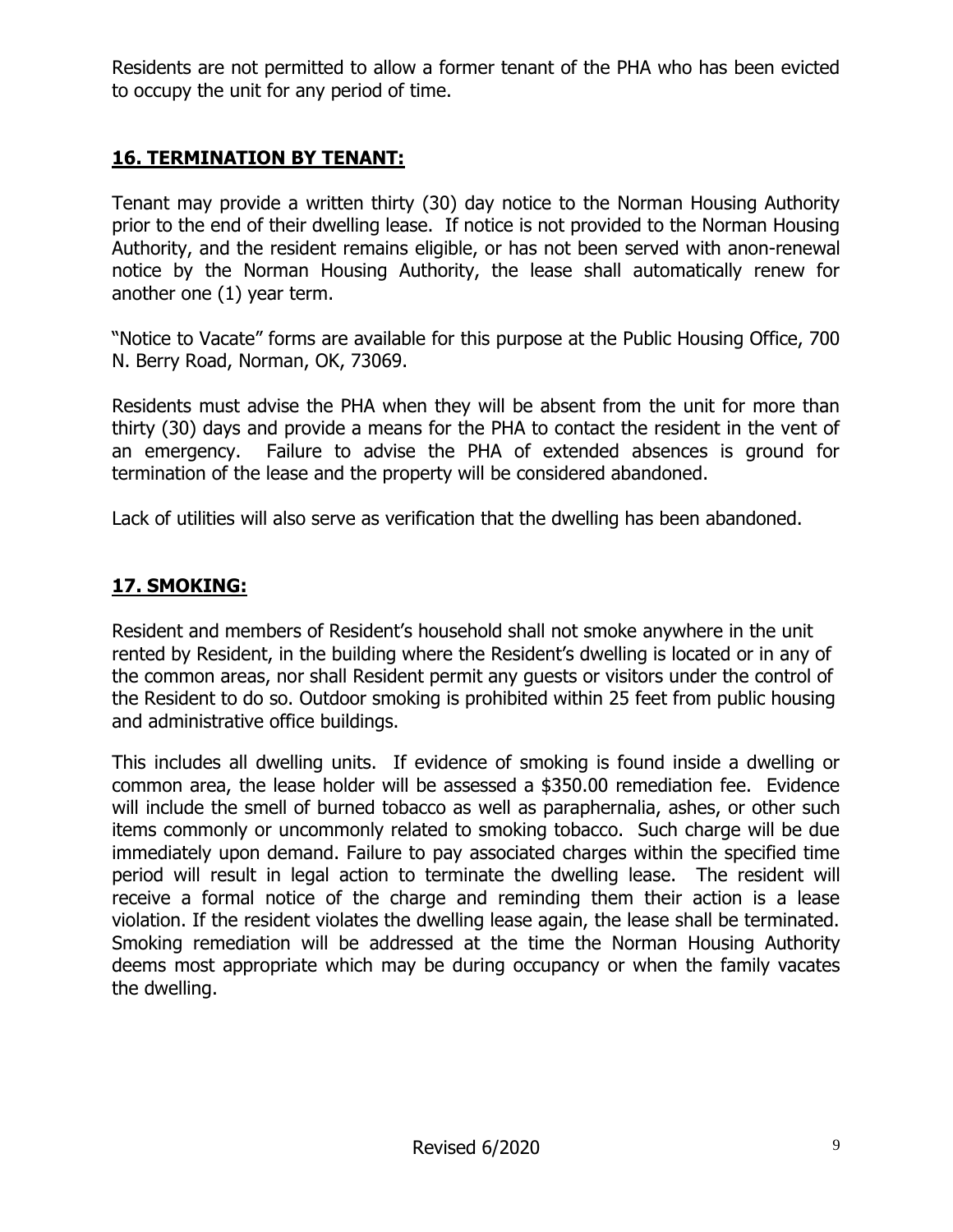Residents are not permitted to allow a former tenant of the PHA who has been evicted to occupy the unit for any period of time.

## 16. TERMINATION BY TENANT:

Tenant may provide a written thirty (30) day notice to the Norman Housing Authority prior to the end of their dwelling lease. If notice is not provided to the Norman Housing Authority, and the resident remains eligible, or has not been served with anon-renewal notice by the Norman Housing Authority, the lease shall automatically renew for another one (1) year term.

"Notice to Vacate" forms are available for this purpose at the Public Housing Office, 700 N. Berry Road, Norman, OK, 73069.

Residents must advise the PHA when they will be absent from the unit for more than thirty (30) days and provide a means for the PHA to contact the resident in the vent of an emergency. Failure to advise the PHA of extended absences is ground for termination of the lease and the property will be considered abandoned.

Lack of utilities will also serve as verification that the dwelling has been abandoned.

## 17. SMOKING:

Resident and members of Resident's household shall not smoke anywhere in the unit rented by Resident, in the building where the Resident's dwelling is located or in any of the common areas, nor shall Resident permit any guests or visitors under the control of the Resident to do so. Outdoor smoking is prohibited within 25 feet from public housing and administrative office buildings.

This includes all dwelling units. If evidence of smoking is found inside a dwelling or common area, the lease holder will be assessed a $350.00 remediation fee. Evidence will include the smell of burned tobacco as well as paraphernalia, ashes, or other such items commonly or uncommonly related to smoking tobacco. Such charge will be due immediately upon demand. Failure to pay associated charges within the specified time period will result in legal action to terminate the dwelling lease. The resident will receive a formal notice of the charge and reminding them their action is a lease violation. If the resident violates the dwelling lease again, the lease shall be terminated. Smoking remediation will be addressed at the time the Norman Housing Authority deems most appropriate which may be during occupancy or when the family vacates the dwelling.

Revised 6/2020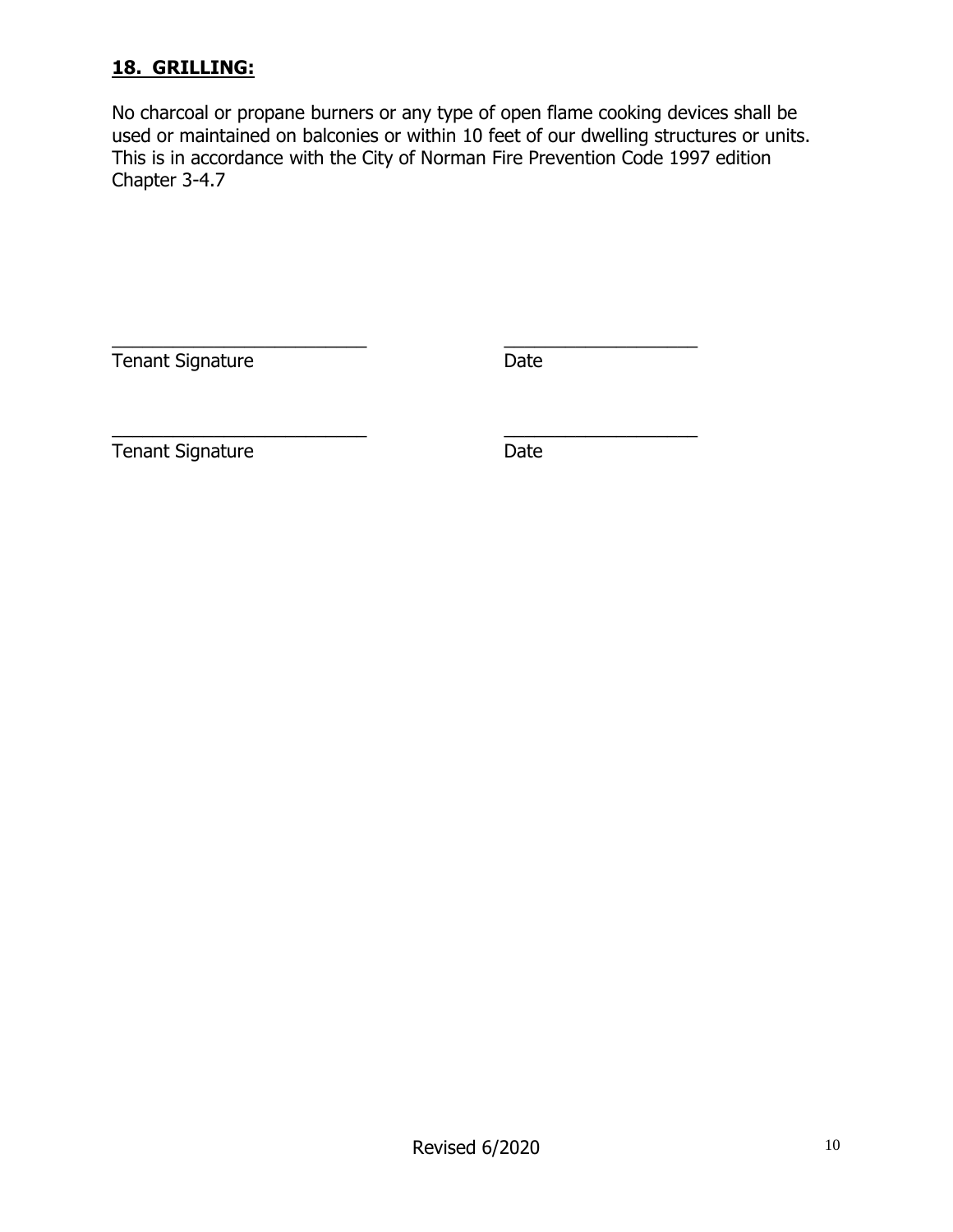## **18. GRILLING:**

No charcoal or propane burners or any type of open flame cooking devices shall be used or maintained on balconies or within 10 feet of our dwelling structures or units. This is in accordance with the City of Norman Fire Prevention Code 1997 edition Chapter 3-4.7

\_\_\_\_\_\_\_\_\_\_\_\_\_\_\_\_\_\_\_\_\_\_\_\_\_\_ \_\_\_\_\_\_\_\_\_\_\_\_\_\_\_\_\_\_\_\_

Tenant Signature Date

\_\_\_\_\_\_\_\_\_\_\_\_\_\_\_\_\_\_\_\_\_\_\_\_\_\_ \_\_\_\_\_\_\_\_\_\_\_\_\_\_\_\_\_\_\_\_

Tenant Signature Date

Revised 6/2020